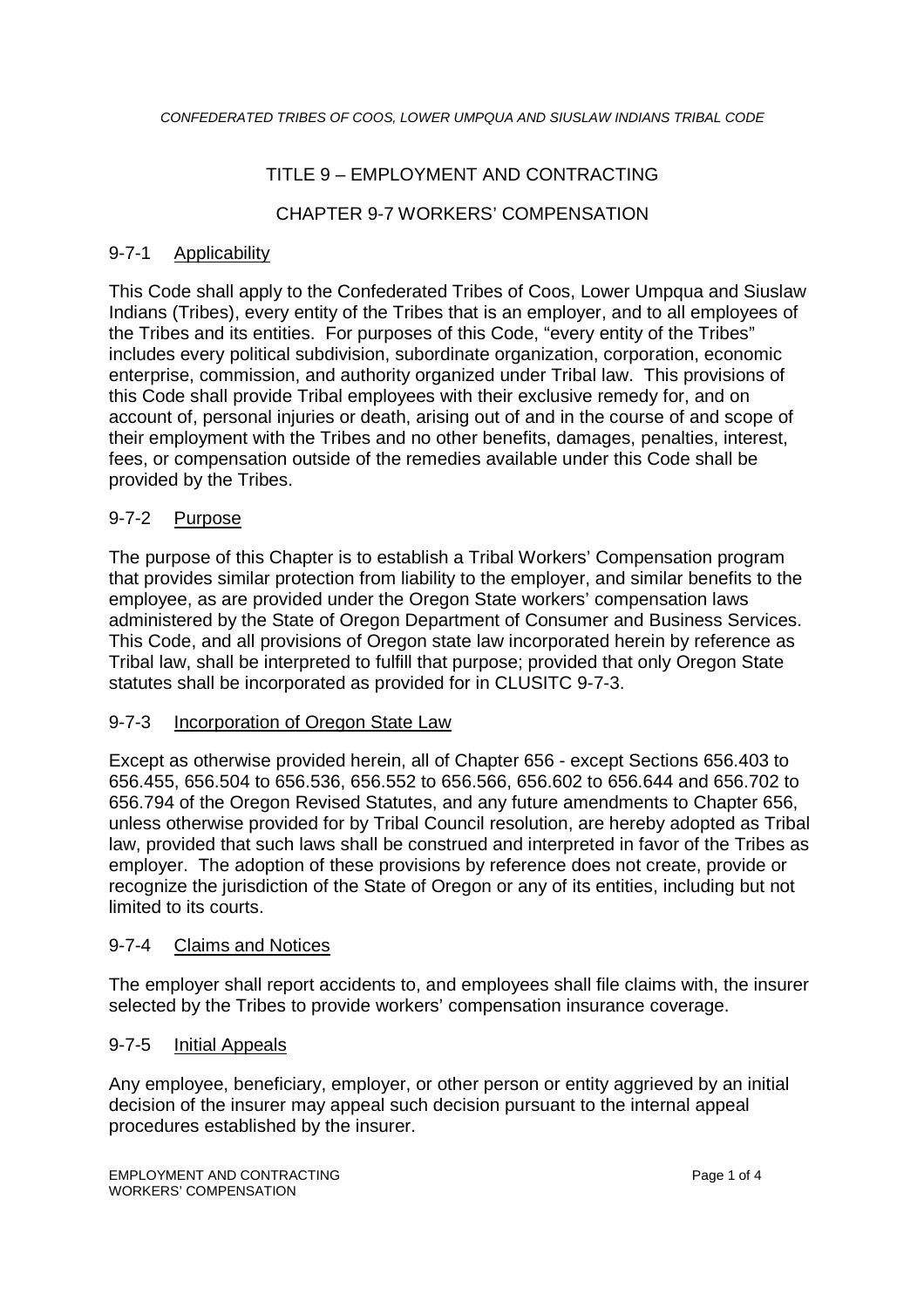# TITLE 9 – EMPLOYMENT AND CONTRACTING

## CHAPTER 9-7 WORKERS' COMPENSATION

### 9-7-1 Applicability

This Code shall apply to the Confederated Tribes of Coos, Lower Umpqua and Siuslaw Indians (Tribes), every entity of the Tribes that is an employer, and to all employees of the Tribes and its entities. For purposes of this Code, "every entity of the Tribes" includes every political subdivision, subordinate organization, corporation, economic enterprise, commission, and authority organized under Tribal law. This provisions of this Code shall provide Tribal employees with their exclusive remedy for, and on account of, personal injuries or death, arising out of and in the course of and scope of their employment with the Tribes and no other benefits, damages, penalties, interest, fees, or compensation outside of the remedies available under this Code shall be provided by the Tribes.

### 9-7-2 Purpose

The purpose of this Chapter is to establish a Tribal Workers' Compensation program that provides similar protection from liability to the employer, and similar benefits to the employee, as are provided under the Oregon State workers' compensation laws administered by the State of Oregon Department of Consumer and Business Services. This Code, and all provisions of Oregon state law incorporated herein by reference as Tribal law, shall be interpreted to fulfill that purpose; provided that only Oregon State statutes shall be incorporated as provided for in CLUSITC 9-7-3.

### 9-7-3 Incorporation of Oregon State Law

Except as otherwise provided herein, all of Chapter 656 - except Sections 656.403 to 656.455, 656.504 to 656.536, 656.552 to 656.566, 656.602 to 656.644 and 656.702 to 656.794 of the Oregon Revised Statutes, and any future amendments to Chapter 656, unless otherwise provided for by Tribal Council resolution, are hereby adopted as Tribal law, provided that such laws shall be construed and interpreted in favor of the Tribes as employer. The adoption of these provisions by reference does not create, provide or recognize the jurisdiction of the State of Oregon or any of its entities, including but not limited to its courts.

### 9-7-4 Claims and Notices

The employer shall report accidents to, and employees shall file claims with, the insurer selected by the Tribes to provide workers' compensation insurance coverage.

### 9-7-5 Initial Appeals

Any employee, beneficiary, employer, or other person or entity aggrieved by an initial decision of the insurer may appeal such decision pursuant to the internal appeal procedures established by the insurer.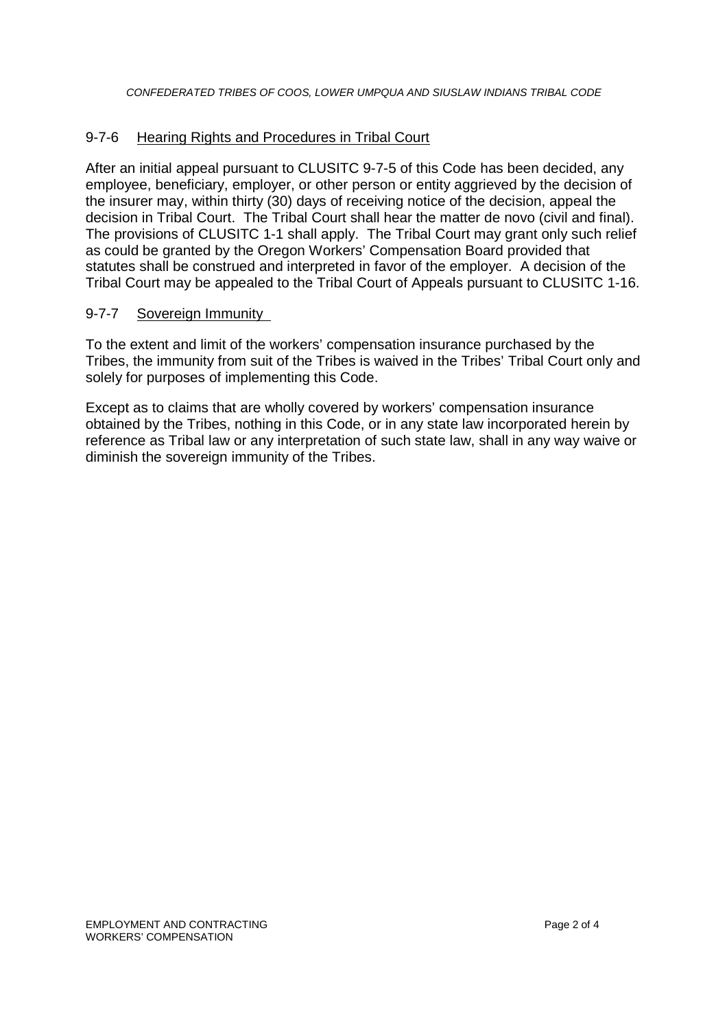## 9-7-6 Hearing Rights and Procedures in Tribal Court

After an initial appeal pursuant to CLUSITC 9-7-5 of this Code has been decided, any employee, beneficiary, employer, or other person or entity aggrieved by the decision of the insurer may, within thirty (30) days of receiving notice of the decision, appeal the decision in Tribal Court. The Tribal Court shall hear the matter de novo (civil and final). The provisions of CLUSITC 1-1 shall apply. The Tribal Court may grant only such relief as could be granted by the Oregon Workers' Compensation Board provided that statutes shall be construed and interpreted in favor of the employer. A decision of the Tribal Court may be appealed to the Tribal Court of Appeals pursuant to CLUSITC 1-16.

## 9-7-7 Sovereign Immunity

To the extent and limit of the workers' compensation insurance purchased by the Tribes, the immunity from suit of the Tribes is waived in the Tribes' Tribal Court only and solely for purposes of implementing this Code.

Except as to claims that are wholly covered by workers' compensation insurance obtained by the Tribes, nothing in this Code, or in any state law incorporated herein by reference as Tribal law or any interpretation of such state law, shall in any way waive or diminish the sovereign immunity of the Tribes.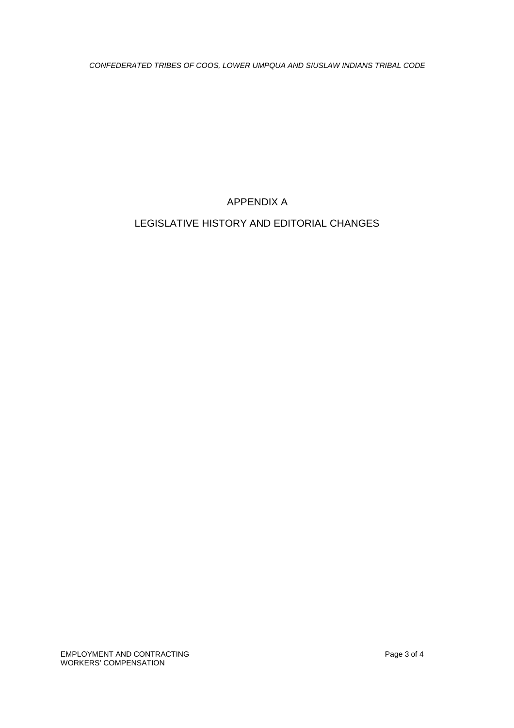# APPENDIX A

# LEGISLATIVE HISTORY AND EDITORIAL CHANGES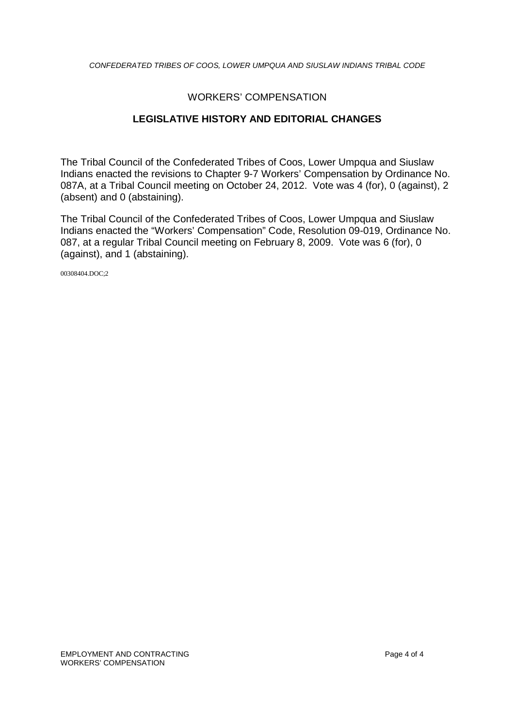## WORKERS' COMPENSATION

### LEGISLATIVE HISTORY AND EDITORIAL CHANGES

The Tribal Council of the Confederated Tribes of Coos, Lower Umpqua and Siuslaw Indians enacted the revisions to Chapter 9-7 Workers' Compensation by Ordinance No. 087A, at a Tribal Council meeting on October 24, 2012. Vote was 4 (for), 0 (against), 2 (absent) and 0 (abstaining).

The Tribal Council of the Confederated Tribes of Coos, Lower Umpqua and Siuslaw Indians enacted the "Workers' Compensation" Code, Resolution 09-019, Ordinance No. 087, at a regular Tribal Council meeting on February 8, 2009. Vote was 6 (for), 0 (against), and 1 (abstaining).

00308404.DOC;2